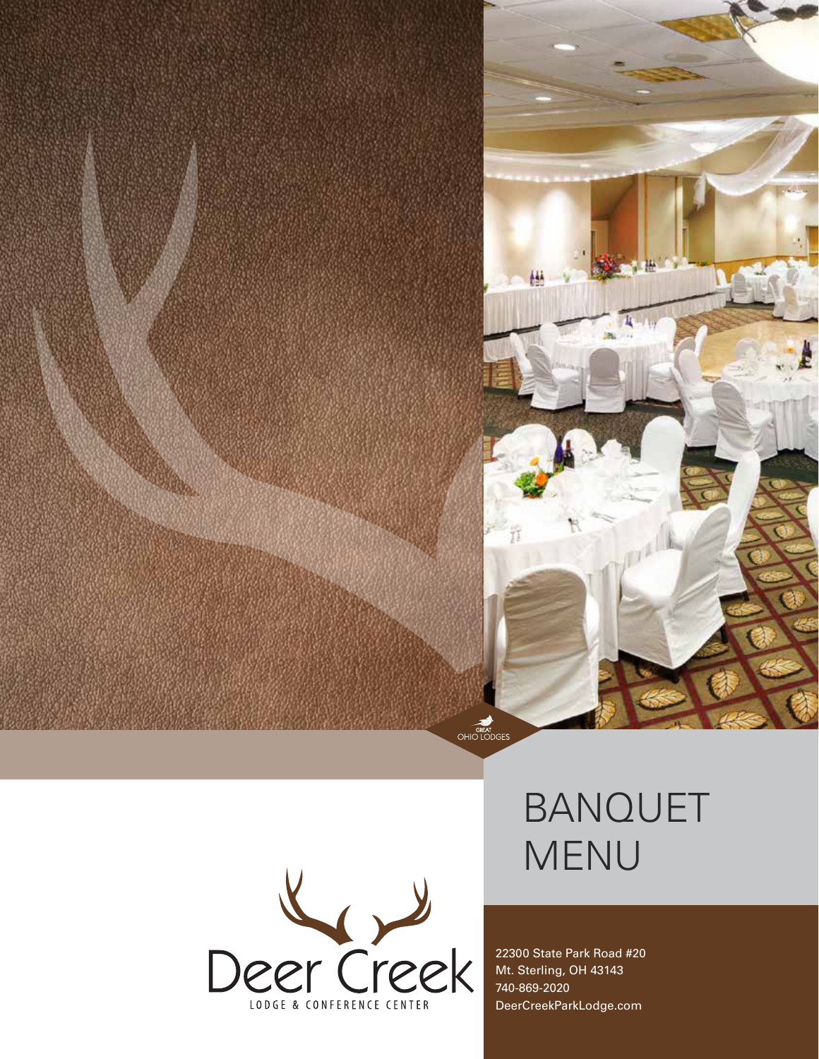GREAT OHIO LODGES

# BANQUET MENU

Deer Creek

LODGE & CONFERENCE CENTER

22300 State Park Road #20
Mt. Sterling, OH 43143
740-869-2020
DeerCreekParkLodge.com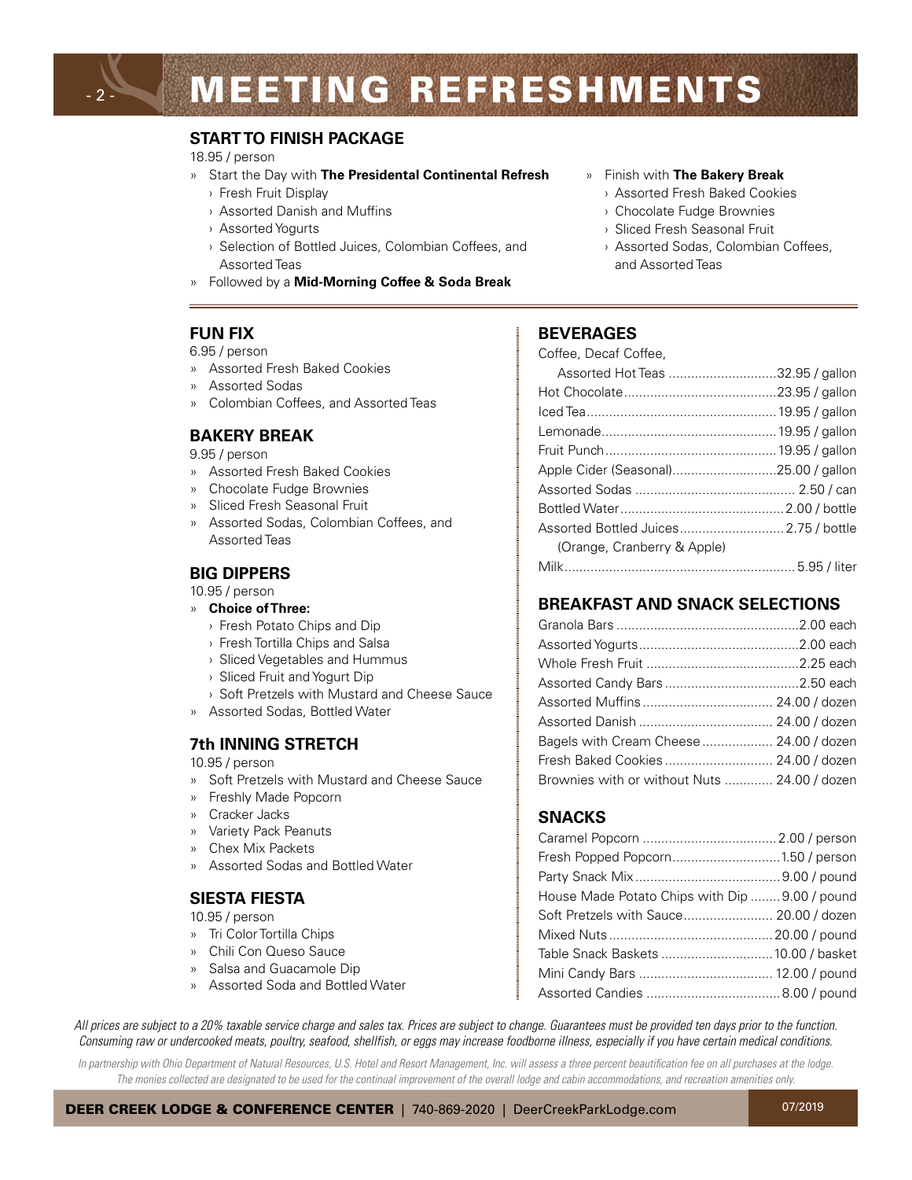# MEETING REFRESHMENTS

## START TO FINISH PACKAGE

18.95 / person

- Start the Day with **The Presidental Continental Refresh**
  - Fresh Fruit Display
  - Assorted Danish and Muffins
  - Assorted Yogurts
  - Selection of Bottled Juices, Colombian Coffees, and Assorted Teas
- Followed by a **Mid-Morning Coffee & Soda Break**
- Finish with **The Bakery Break**
  - Assorted Fresh Baked Cookies
  - Chocolate Fudge Brownies
  - Sliced Fresh Seasonal Fruit
  - Assorted Sodas, Colombian Coffees, and Assorted Teas

## FUN FIX

6.95 / person

- Assorted Fresh Baked Cookies
- Assorted Sodas
- Colombian Coffees, and Assorted Teas

## BAKERY BREAK

9.95 / person

- Assorted Fresh Baked Cookies
- Chocolate Fudge Brownies
- Sliced Fresh Seasonal Fruit
- Assorted Sodas, Colombian Coffees, and Assorted Teas

## BIG DIPPERS

10.95 / person

- **Choice of Three:**
  - Fresh Potato Chips and Dip
  - Fresh Tortilla Chips and Salsa
  - Sliced Vegetables and Hummus
  - Sliced Fruit and Yogurt Dip
  - Soft Pretzels with Mustard and Cheese Sauce
- Assorted Sodas, Bottled Water

## 7th INNING STRETCH

10.95 / person

- Soft Pretzels with Mustard and Cheese Sauce
- Freshly Made Popcorn
- Cracker Jacks
- Variety Pack Peanuts
- Chex Mix Packets
- Assorted Sodas and Bottled Water

## SIESTA FIESTA

10.95 / person

- Tri Color Tortilla Chips
- Chili Con Queso Sauce
- Salsa and Guacamole Dip
- Assorted Soda and Bottled Water

## BEVERAGES

| Item | Price |
|---|---|
| Coffee, Decaf Coffee, Assorted Hot Teas | 32.95 / gallon |
| Hot Chocolate | 23.95 / gallon |
| Iced Tea | 19.95 / gallon |
| Lemonade | 19.95 / gallon |
| Fruit Punch | 19.95 / gallon |
| Apple Cider (Seasonal) | 25.00 / gallon |
| Assorted Sodas | 2.50 / can |
| Bottled Water | 2.00 / bottle |
| Assorted Bottled Juices (Orange, Cranberry & Apple) | 2.75 / bottle |
| Milk | 5.95 / liter |

## BREAKFAST AND SNACK SELECTIONS

| Item | Price |
|---|---|
| Granola Bars | 2.00 each |
| Assorted Yogurts | 2.00 each |
| Whole Fresh Fruit | 2.25 each |
| Assorted Candy Bars | 2.50 each |
| Assorted Muffins | 24.00 / dozen |
| Assorted Danish | 24.00 / dozen |
| Bagels with Cream Cheese | 24.00 / dozen |
| Fresh Baked Cookies | 24.00 / dozen |
| Brownies with or without Nuts | 24.00 / dozen |

## SNACKS

| Item | Price |
|---|---|
| Caramel Popcorn | 2.00 / person |
| Fresh Popped Popcorn | 1.50 / person |
| Party Snack Mix | 9.00 / pound |
| House Made Potato Chips with Dip | 9.00 / pound |
| Soft Pretzels with Sauce | 20.00 / dozen |
| Mixed Nuts | 20.00 / pound |
| Table Snack Baskets | 10.00 / basket |
| Mini Candy Bars | 12.00 / pound |
| Assorted Candies | 8.00 / pound |

*All prices are subject to a 20% taxable service charge and sales tax. Prices are subject to change. Guarantees must be provided ten days prior to the function. Consuming raw or undercooked meats, poultry, seafood, shellfish, or eggs may increase foodborne illness, especially if you have certain medical conditions.*

*In partnership with Ohio Department of Natural Resources, U.S. Hotel and Resort Management, Inc. will assess a three percent beautification fee on all purchases at the lodge. The monies collected are designated to be used for the continual improvement of the overall lodge and cabin accommodations, and recreation amenities only.*

**DEER CREEK LODGE & CONFERENCE CENTER** | 740-869-2020 | DeerCreekParkLodge.com 07/2019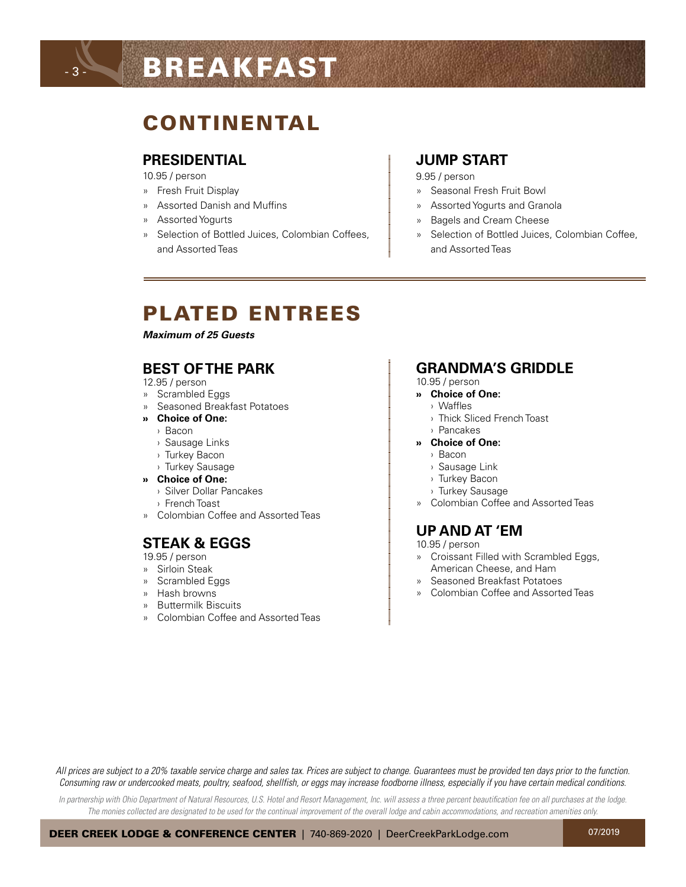# BREAKFAST

## CONTINENTAL

### PRESIDENTIAL

10.95 / person

- Fresh Fruit Display
- Assorted Danish and Muffins
- Assorted Yogurts
- Selection of Bottled Juices, Colombian Coffees, and Assorted Teas

### JUMP START

9.95 / person

- Seasonal Fresh Fruit Bowl
- Assorted Yogurts and Granola
- Bagels and Cream Cheese
- Selection of Bottled Juices, Colombian Coffee, and Assorted Teas

## PLATED ENTREES

***Maximum of 25 Guests***

### BEST OF THE PARK

12.95 / person

- Scrambled Eggs
- Seasoned Breakfast Potatoes
- **Choice of One:**
  - Bacon
  - Sausage Links
  - Turkey Bacon
  - Turkey Sausage
- **Choice of One:**
  - Silver Dollar Pancakes
  - French Toast
- Colombian Coffee and Assorted Teas

### STEAK & EGGS

19.95 / person

- Sirloin Steak
- Scrambled Eggs
- Hash browns
- Buttermilk Biscuits
- Colombian Coffee and Assorted Teas

### GRANDMA'S GRIDDLE

10.95 / person

- **Choice of One:**
  - Waffles
  - Thick Sliced French Toast
  - Pancakes
- **Choice of One:**
  - Bacon
  - Sausage Link
  - Turkey Bacon
  - Turkey Sausage
- Colombian Coffee and Assorted Teas

### UP AND AT 'EM

10.95 / person

- Croissant Filled with Scrambled Eggs, American Cheese, and Ham
- Seasoned Breakfast Potatoes
- Colombian Coffee and Assorted Teas

*All prices are subject to a 20% taxable service charge and sales tax. Prices are subject to change. Guarantees must be provided ten days prior to the function. Consuming raw or undercooked meats, poultry, seafood, shellfish, or eggs may increase foodborne illness, especially if you have certain medical conditions.*

*In partnership with Ohio Department of Natural Resources, U.S. Hotel and Resort Management, Inc. will assess a three percent beautification fee on all purchases at the lodge. The monies collected are designated to be used for the continual improvement of the overall lodge and cabin accommodations, and recreation amenities only.*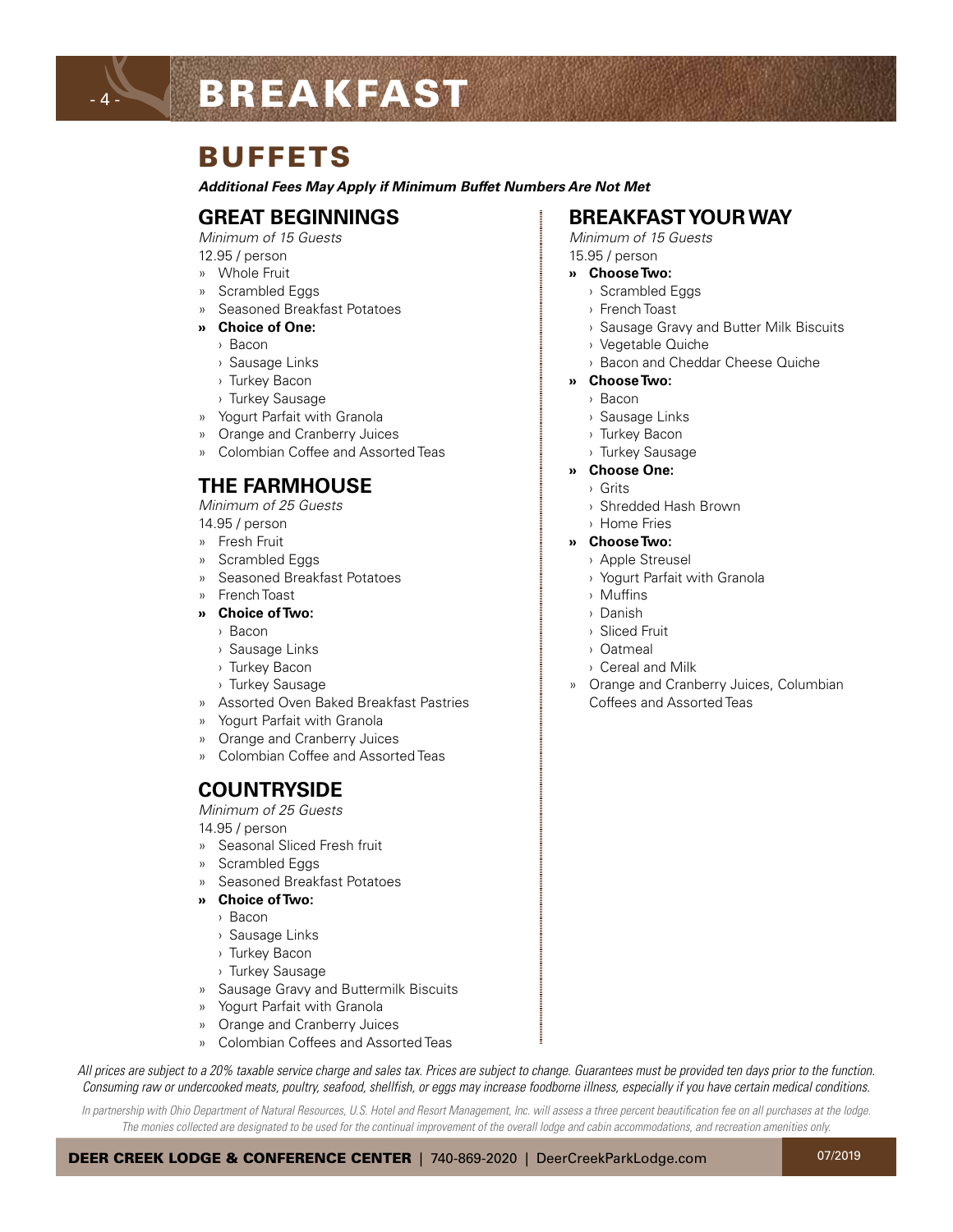# BREAKFAST

## BUFFETS

***Additional Fees May Apply if Minimum Buffet Numbers Are Not Met***

### GREAT BEGINNINGS

*Minimum of 15 Guests*

12.95 / person

- Whole Fruit
- Scrambled Eggs
- Seasoned Breakfast Potatoes
- **Choice of One:**
  - Bacon
  - Sausage Links
  - Turkey Bacon
  - Turkey Sausage
- Yogurt Parfait with Granola
- Orange and Cranberry Juices
- Colombian Coffee and Assorted Teas

### THE FARMHOUSE

*Minimum of 25 Guests*

14.95 / person

- Fresh Fruit
- Scrambled Eggs
- Seasoned Breakfast Potatoes
- French Toast
- **Choice of Two:**
  - Bacon
  - Sausage Links
  - Turkey Bacon
  - Turkey Sausage
- Assorted Oven Baked Breakfast Pastries
- Yogurt Parfait with Granola
- Orange and Cranberry Juices
- Colombian Coffee and Assorted Teas

### COUNTRYSIDE

*Minimum of 25 Guests*

14.95 / person

- Seasonal Sliced Fresh fruit
- Scrambled Eggs
- Seasoned Breakfast Potatoes
- **Choice of Two:**
  - Bacon
  - Sausage Links
  - Turkey Bacon
  - Turkey Sausage
- Sausage Gravy and Buttermilk Biscuits
- Yogurt Parfait with Granola
- Orange and Cranberry Juices
- Colombian Coffees and Assorted Teas

### BREAKFAST YOUR WAY

*Minimum of 15 Guests*

15.95 / person

- **Choose Two:**
  - Scrambled Eggs
  - French Toast
  - Sausage Gravy and Butter Milk Biscuits
  - Vegetable Quiche
  - Bacon and Cheddar Cheese Quiche
- **Choose Two:**
  - Bacon
  - Sausage Links
  - Turkey Bacon
  - Turkey Sausage
- **Choose One:**
  - Grits
  - Shredded Hash Brown
  - Home Fries
- **Choose Two:**
  - Apple Streusel
  - Yogurt Parfait with Granola
  - Muffins
  - Danish
  - Sliced Fruit
  - Oatmeal
  - Cereal and Milk
- Orange and Cranberry Juices, Columbian Coffees and Assorted Teas

*All prices are subject to a 20% taxable service charge and sales tax. Prices are subject to change. Guarantees must be provided ten days prior to the function. Consuming raw or undercooked meats, poultry, seafood, shellfish, or eggs may increase foodborne illness, especially if you have certain medical conditions.*

*In partnership with Ohio Department of Natural Resources, U.S. Hotel and Resort Management, Inc. will assess a three percent beautification fee on all purchases at the lodge. The monies collected are designated to be used for the continual improvement of the overall lodge and cabin accommodations, and recreation amenities only.*

**DEER CREEK LODGE & CONFERENCE CENTER** | 740-869-2020 | DeerCreekParkLodge.com 07/2019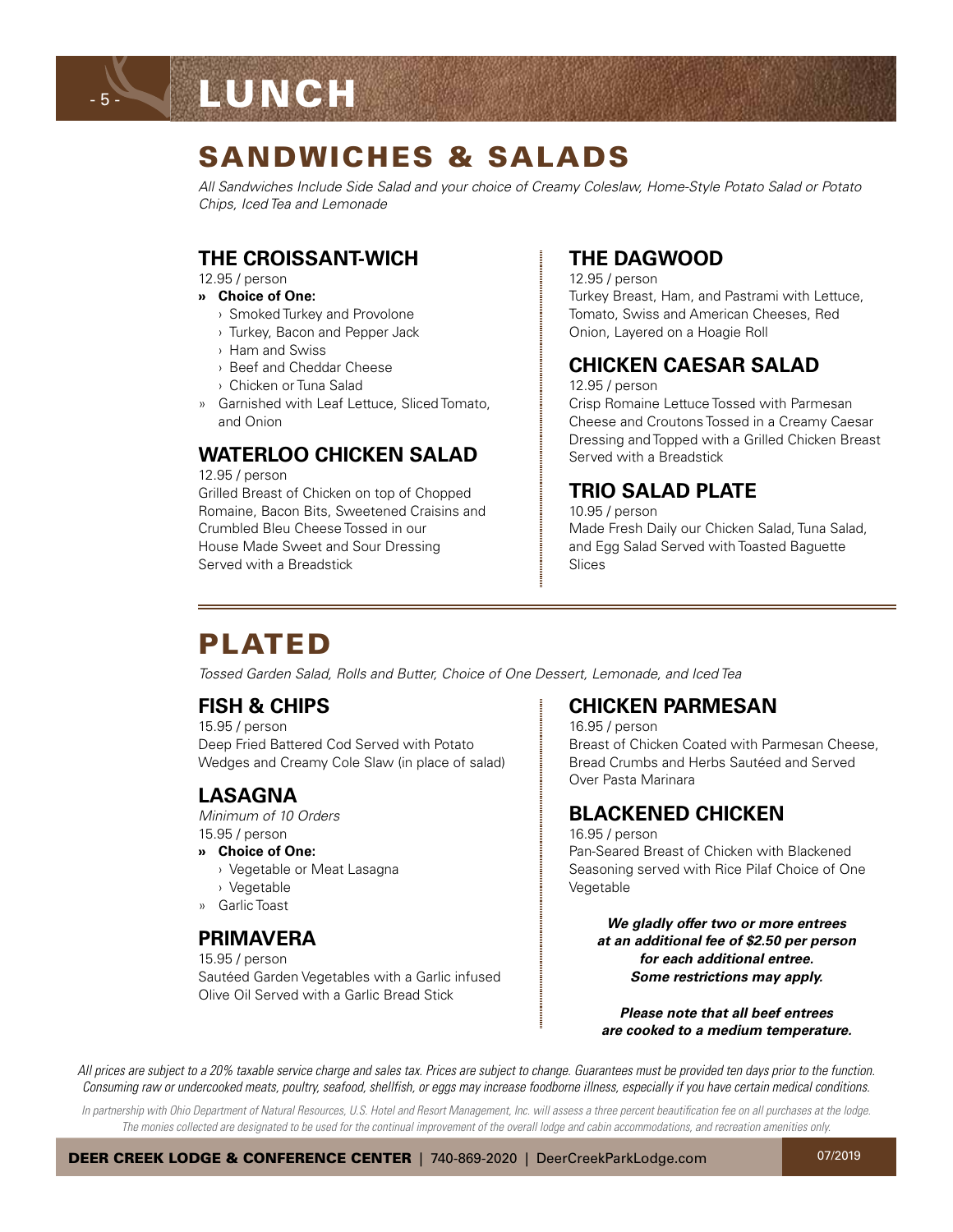# LUNCH

## SANDWICHES & SALADS

*All Sandwiches Include Side Salad and your choice of Creamy Coleslaw, Home-Style Potato Salad or Potato Chips, Iced Tea and Lemonade*

### THE CROISSANT-WICH

12.95 / person

- **Choice of One:**
  - Smoked Turkey and Provolone
  - Turkey, Bacon and Pepper Jack
  - Ham and Swiss
  - Beef and Cheddar Cheese
  - Chicken or Tuna Salad
- Garnished with Leaf Lettuce, Sliced Tomato, and Onion

### WATERLOO CHICKEN SALAD

12.95 / person

Grilled Breast of Chicken on top of Chopped Romaine, Bacon Bits, Sweetened Craisins and Crumbled Bleu Cheese Tossed in our House Made Sweet and Sour Dressing Served with a Breadstick

### THE DAGWOOD

12.95 / person

Turkey Breast, Ham, and Pastrami with Lettuce, Tomato, Swiss and American Cheeses, Red Onion, Layered on a Hoagie Roll

### CHICKEN CAESAR SALAD

12.95 / person

Crisp Romaine Lettuce Tossed with Parmesan Cheese and Croutons Tossed in a Creamy Caesar Dressing and Topped with a Grilled Chicken Breast Served with a Breadstick

### TRIO SALAD PLATE

10.95 / person

Made Fresh Daily our Chicken Salad, Tuna Salad, and Egg Salad Served with Toasted Baguette Slices

## PLATED

*Tossed Garden Salad, Rolls and Butter, Choice of One Dessert, Lemonade, and Iced Tea*

### FISH & CHIPS

15.95 / person

Deep Fried Battered Cod Served with Potato Wedges and Creamy Cole Slaw (in place of salad)

### LASAGNA

*Minimum of 10 Orders*

15.95 / person

- **Choice of One:**
  - Vegetable or Meat Lasagna
  - Vegetable
- Garlic Toast

### PRIMAVERA

15.95 / person

Sautéed Garden Vegetables with a Garlic infused Olive Oil Served with a Garlic Bread Stick

### CHICKEN PARMESAN

16.95 / person

Breast of Chicken Coated with Parmesan Cheese, Bread Crumbs and Herbs Sautéed and Served Over Pasta Marinara

### BLACKENED CHICKEN

16.95 / person

Pan-Seared Breast of Chicken with Blackened Seasoning served with Rice Pilaf Choice of One Vegetable

***We gladly offer two or more entrees at an additional fee of $2.50 per person for each additional entree. Some restrictions may apply.***

***Please note that all beef entrees are cooked to a medium temperature.***

*All prices are subject to a 20% taxable service charge and sales tax. Prices are subject to change. Guarantees must be provided ten days prior to the function. Consuming raw or undercooked meats, poultry, seafood, shellfish, or eggs may increase foodborne illness, especially if you have certain medical conditions.*

*In partnership with Ohio Department of Natural Resources, U.S. Hotel and Resort Management, Inc. will assess a three percent beautification fee on all purchases at the lodge. The monies collected are designated to be used for the continual improvement of the overall lodge and cabin accommodations, and recreation amenities only.*

**DEER CREEK LODGE & CONFERENCE CENTER** | 740-869-2020 | DeerCreekParkLodge.com 07/2019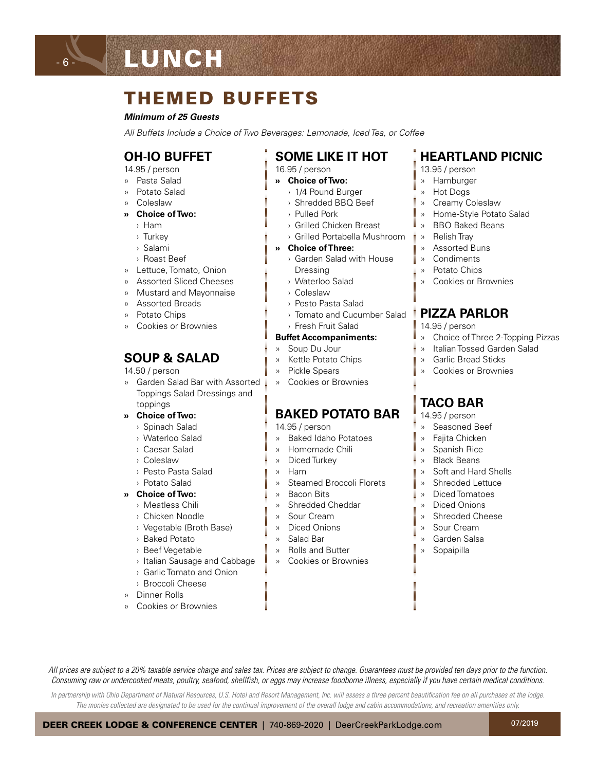# LUNCH

## THEMED BUFFETS

***Minimum of 25 Guests***

*All Buffets Include a Choice of Two Beverages: Lemonade, Iced Tea, or Coffee*

### OH-IO BUFFET

14.95 / person

- Pasta Salad
- Potato Salad
- Coleslaw
- **Choice of Two:**
  - Ham
  - Turkey
  - Salami
  - Roast Beef
- Lettuce, Tomato, Onion
- Assorted Sliced Cheeses
- Mustard and Mayonnaise
- Assorted Breads
- Potato Chips
- Cookies or Brownies

### SOUP & SALAD

14.50 / person

- Garden Salad Bar with Assorted Toppings Salad Dressings and toppings
- **Choice of Two:**
  - Spinach Salad
  - Waterloo Salad
  - Caesar Salad
  - Coleslaw
  - Pesto Pasta Salad
  - Potato Salad
- **Choice of Two:**
  - Meatless Chili
  - Chicken Noodle
  - Vegetable (Broth Base)
  - Baked Potato
  - Beef Vegetable
  - Italian Sausage and Cabbage
  - Garlic Tomato and Onion
  - Broccoli Cheese
- Dinner Rolls
- Cookies or Brownies

### SOME LIKE IT HOT

16.95 / person

- **Choice of Two:**
  - 1/4 Pound Burger
  - Shredded BBQ Beef
  - Pulled Pork
  - Grilled Chicken Breast
  - Grilled Portabella Mushroom
- **Choice of Three:**
  - Garden Salad with House Dressing
  - Waterloo Salad
  - Coleslaw
  - Pesto Pasta Salad
  - Tomato and Cucumber Salad
  - Fresh Fruit Salad

**Buffet Accompaniments:**

- Soup Du Jour
- Kettle Potato Chips
- Pickle Spears
- Cookies or Brownies

### BAKED POTATO BAR

14.95 / person

- Baked Idaho Potatoes
- Homemade Chili
- Diced Turkey
- Ham
- Steamed Broccoli Florets
- Bacon Bits
- Shredded Cheddar
- Sour Cream
- Diced Onions
- Salad Bar
- Rolls and Butter
- Cookies or Brownies

### HEARTLAND PICNIC

13.95 / person

- Hamburger
- Hot Dogs
- Creamy Coleslaw
- Home-Style Potato Salad
- BBQ Baked Beans
- Relish Tray
- Assorted Buns
- Condiments
- Potato Chips
- Cookies or Brownies

### PIZZA PARLOR

14.95 / person

- Choice of Three 2-Topping Pizzas
- Italian Tossed Garden Salad
- Garlic Bread Sticks
- Cookies or Brownies

### TACO BAR

14.95 / person

- Seasoned Beef
- Fajita Chicken
- Spanish Rice
- Black Beans
- Soft and Hard Shells
- Shredded Lettuce
- Diced Tomatoes
- Diced Onions
- Shredded Cheese
- Sour Cream
- Garden Salsa
- Sopaipilla

*All prices are subject to a 20% taxable service charge and sales tax. Prices are subject to change. Guarantees must be provided ten days prior to the function. Consuming raw or undercooked meats, poultry, seafood, shellfish, or eggs may increase foodborne illness, especially if you have certain medical conditions.*

*In partnership with Ohio Department of Natural Resources, U.S. Hotel and Resort Management, Inc. will assess a three percent beautification fee on all purchases at the lodge. The monies collected are designated to be used for the continual improvement of the overall lodge and cabin accommodations, and recreation amenities only.*

**DEER CREEK LODGE & CONFERENCE CENTER** | 740-869-2020 | DeerCreekParkLodge.com

07/2019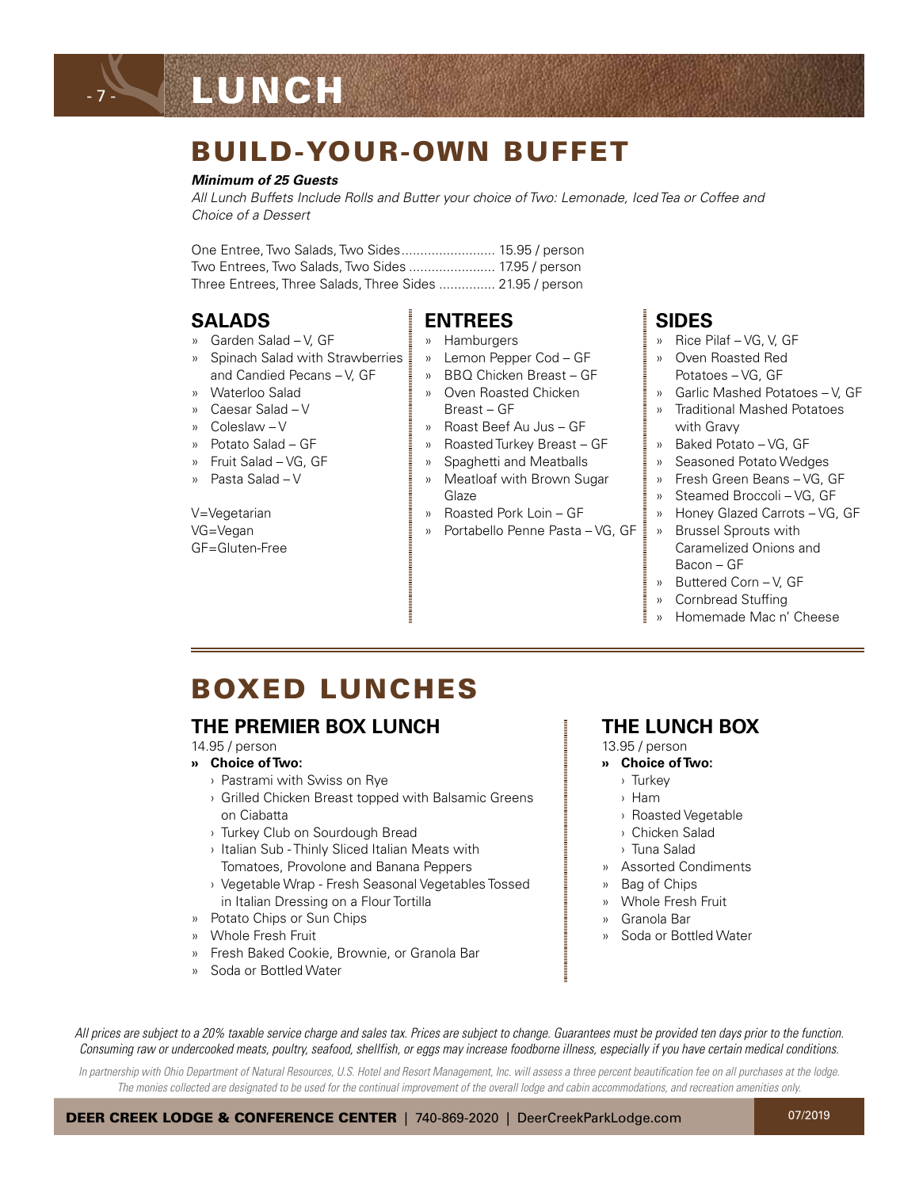# LUNCH

## BUILD-YOUR-OWN BUFFET

***Minimum of 25 Guests***

*All Lunch Buffets Include Rolls and Butter your choice of Two: Lemonade, Iced Tea or Coffee and Choice of a Dessert*

One Entree, Two Salads, Two Sides......................... 15.95 / person
Two Entrees, Two Salads, Two Sides ....................... 17.95 / person
Three Entrees, Three Salads, Three Sides ............... 21.95 / person

### SALADS

- Garden Salad – V, GF
- Spinach Salad with Strawberries and Candied Pecans – V, GF
- Waterloo Salad
- Caesar Salad – V
- Coleslaw – V
- Potato Salad – GF
- Fruit Salad – VG, GF
- Pasta Salad – V

V=Vegetarian
VG=Vegan
GF=Gluten-Free

### ENTREES

- Hamburgers
- Lemon Pepper Cod – GF
- BBQ Chicken Breast – GF
- Oven Roasted Chicken Breast – GF
- Roast Beef Au Jus – GF
- Roasted Turkey Breast – GF
- Spaghetti and Meatballs
- Meatloaf with Brown Sugar Glaze
- Roasted Pork Loin – GF
- Portabello Penne Pasta – VG, GF

### SIDES

- Rice Pilaf – VG, V, GF
- Oven Roasted Red Potatoes – VG, GF
- Garlic Mashed Potatoes – V, GF
- Traditional Mashed Potatoes with Gravy
- Baked Potato – VG, GF
- Seasoned Potato Wedges
- Fresh Green Beans – VG, GF
- Steamed Broccoli – VG, GF
- Honey Glazed Carrots – VG, GF
- Brussel Sprouts with Caramelized Onions and Bacon – GF
- Buttered Corn – V, GF
- Cornbread Stuffing
- Homemade Mac n' Cheese

## BOXED LUNCHES

### THE PREMIER BOX LUNCH

14.95 / person

- **Choice of Two:**
  - Pastrami with Swiss on Rye
  - Grilled Chicken Breast topped with Balsamic Greens on Ciabatta
  - Turkey Club on Sourdough Bread
  - Italian Sub - Thinly Sliced Italian Meats with Tomatoes, Provolone and Banana Peppers
  - Vegetable Wrap - Fresh Seasonal Vegetables Tossed in Italian Dressing on a Flour Tortilla
- Potato Chips or Sun Chips
- Whole Fresh Fruit
- Fresh Baked Cookie, Brownie, or Granola Bar
- Soda or Bottled Water

### THE LUNCH BOX

13.95 / person

- **Choice of Two:**
  - Turkey
  - Ham
  - Roasted Vegetable
  - Chicken Salad
  - Tuna Salad
- Assorted Condiments
- Bag of Chips
- Whole Fresh Fruit
- Granola Bar
- Soda or Bottled Water

*All prices are subject to a 20% taxable service charge and sales tax. Prices are subject to change. Guarantees must be provided ten days prior to the function. Consuming raw or undercooked meats, poultry, seafood, shellfish, or eggs may increase foodborne illness, especially if you have certain medical conditions.*

*In partnership with Ohio Department of Natural Resources, U.S. Hotel and Resort Management, Inc. will assess a three percent beautification fee on all purchases at the lodge. The monies collected are designated to be used for the continual improvement of the overall lodge and cabin accommodations, and recreation amenities only.*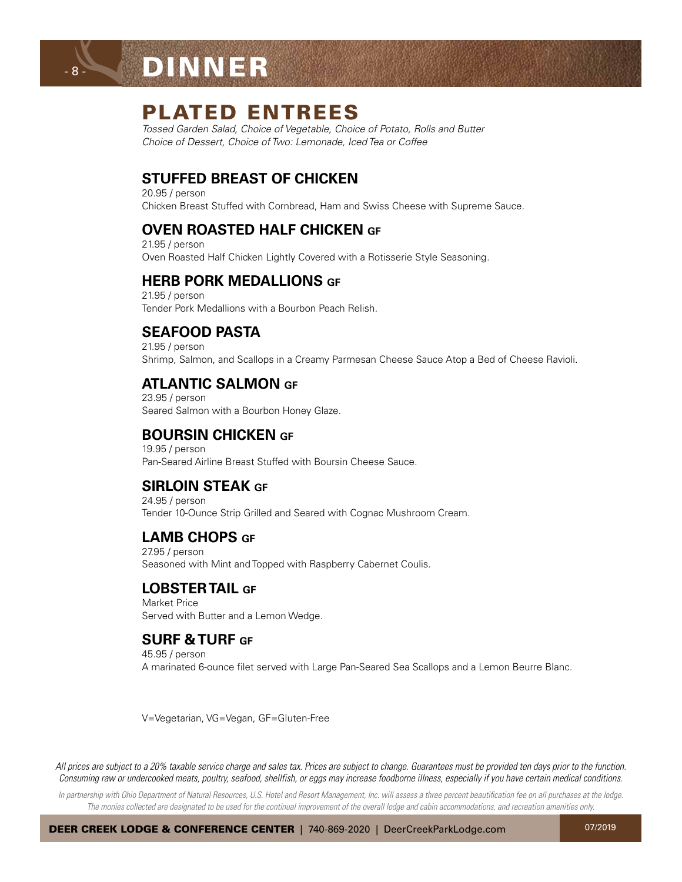# DINNER

## PLATED ENTREES

*Tossed Garden Salad, Choice of Vegetable, Choice of Potato, Rolls and Butter*
*Choice of Dessert, Choice of Two: Lemonade, Iced Tea or Coffee*

### STUFFED BREAST OF CHICKEN

20.95 / person
Chicken Breast Stuffed with Cornbread, Ham and Swiss Cheese with Supreme Sauce.

### OVEN ROASTED HALF CHICKEN GF

21.95 / person
Oven Roasted Half Chicken Lightly Covered with a Rotisserie Style Seasoning.

### HERB PORK MEDALLIONS GF

21.95 / person
Tender Pork Medallions with a Bourbon Peach Relish.

### SEAFOOD PASTA

21.95 / person
Shrimp, Salmon, and Scallops in a Creamy Parmesan Cheese Sauce Atop a Bed of Cheese Ravioli.

### ATLANTIC SALMON GF

23.95 / person
Seared Salmon with a Bourbon Honey Glaze.

### BOURSIN CHICKEN GF

19.95 / person
Pan-Seared Airline Breast Stuffed with Boursin Cheese Sauce.

### SIRLOIN STEAK GF

24.95 / person
Tender 10-Ounce Strip Grilled and Seared with Cognac Mushroom Cream.

### LAMB CHOPS GF

27.95 / person
Seasoned with Mint and Topped with Raspberry Cabernet Coulis.

### LOBSTER TAIL GF

Market Price
Served with Butter and a Lemon Wedge.

### SURF & TURF GF

45.95 / person
A marinated 6-ounce filet served with Large Pan-Seared Sea Scallops and a Lemon Beurre Blanc.

V=Vegetarian, VG=Vegan, GF=Gluten-Free

*All prices are subject to a 20% taxable service charge and sales tax. Prices are subject to change. Guarantees must be provided ten days prior to the function. Consuming raw or undercooked meats, poultry, seafood, shellfish, or eggs may increase foodborne illness, especially if you have certain medical conditions.*

*In partnership with Ohio Department of Natural Resources, U.S. Hotel and Resort Management, Inc. will assess a three percent beautification fee on all purchases at the lodge. The monies collected are designated to be used for the continual improvement of the overall lodge and cabin accommodations, and recreation amenities only.*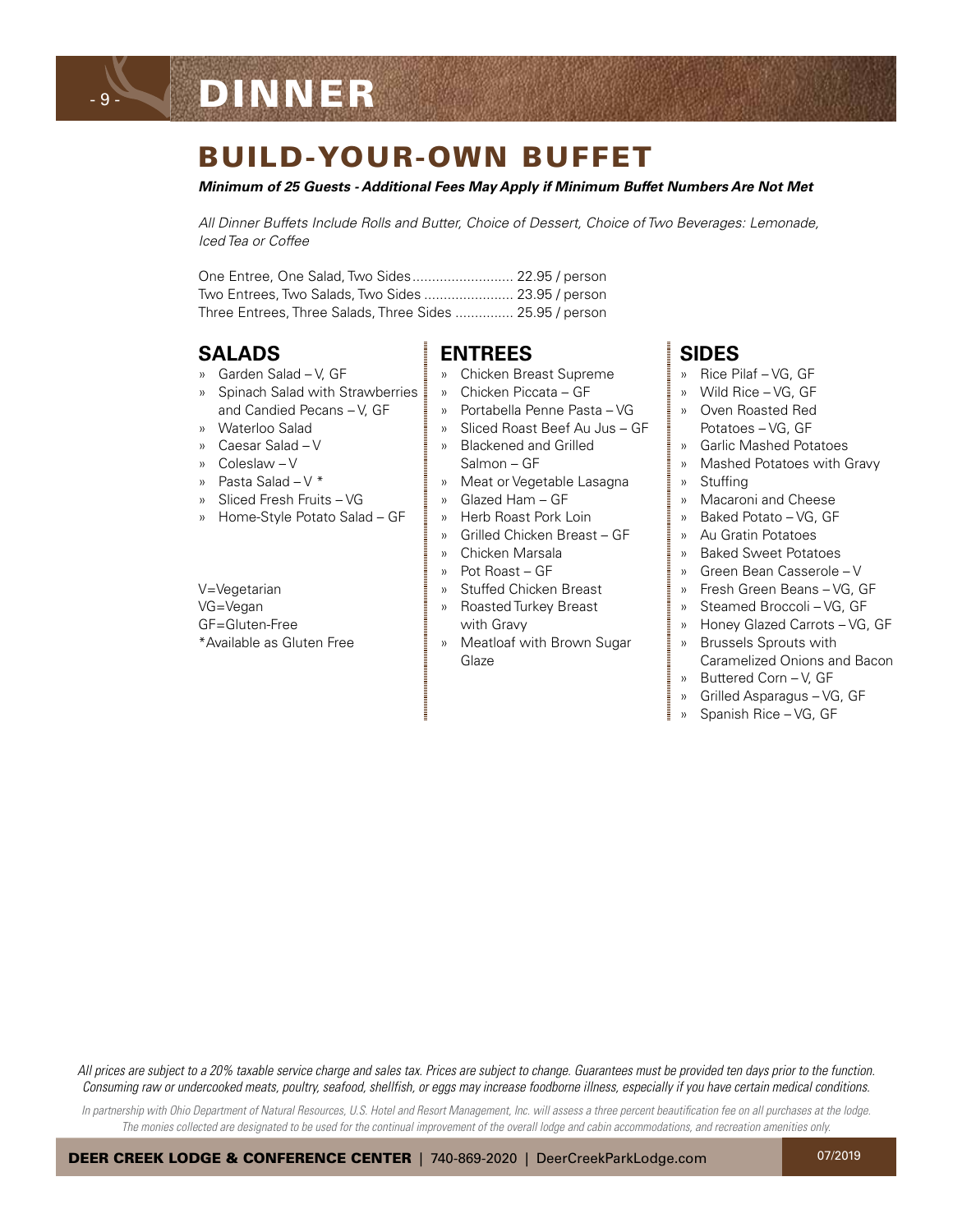# DINNER

## BUILD-YOUR-OWN BUFFET

***Minimum of 25 Guests - Additional Fees May Apply if Minimum Buffet Numbers Are Not Met***

*All Dinner Buffets Include Rolls and Butter, Choice of Dessert, Choice of Two Beverages: Lemonade, Iced Tea or Coffee*

One Entree, One Salad, Two Sides.......................... 22.95 / person
Two Entrees, Two Salads, Two Sides ....................... 23.95 / person
Three Entrees, Three Salads, Three Sides ............... 25.95 / person

### SALADS

- Garden Salad – V, GF
- Spinach Salad with Strawberries and Candied Pecans – V, GF
- Waterloo Salad
- Caesar Salad – V
- Coleslaw – V
- Pasta Salad – V *
- Sliced Fresh Fruits – VG
- Home-Style Potato Salad – GF

V=Vegetarian
VG=Vegan
GF=Gluten-Free
*Available as Gluten Free

### ENTREES

- Chicken Breast Supreme
- Chicken Piccata – GF
- Portabella Penne Pasta – VG
- Sliced Roast Beef Au Jus – GF
- Blackened and Grilled Salmon – GF
- Meat or Vegetable Lasagna
- Glazed Ham – GF
- Herb Roast Pork Loin
- Grilled Chicken Breast – GF
- Chicken Marsala
- Pot Roast – GF
- Stuffed Chicken Breast
- Roasted Turkey Breast with Gravy
- Meatloaf with Brown Sugar Glaze

### SIDES

- Rice Pilaf – VG, GF
- Wild Rice – VG, GF
- Oven Roasted Red Potatoes – VG, GF
- Garlic Mashed Potatoes
- Mashed Potatoes with Gravy
- Stuffing
- Macaroni and Cheese
- Baked Potato – VG, GF
- Au Gratin Potatoes
- Baked Sweet Potatoes
- Green Bean Casserole – V
- Fresh Green Beans – VG, GF
- Steamed Broccoli – VG, GF
- Honey Glazed Carrots – VG, GF
- Brussels Sprouts with Caramelized Onions and Bacon
- Buttered Corn – V, GF
- Grilled Asparagus – VG, GF
- Spanish Rice – VG, GF

*All prices are subject to a 20% taxable service charge and sales tax. Prices are subject to change. Guarantees must be provided ten days prior to the function. Consuming raw or undercooked meats, poultry, seafood, shellfish, or eggs may increase foodborne illness, especially if you have certain medical conditions.*

*In partnership with Ohio Department of Natural Resources, U.S. Hotel and Resort Management, Inc. will assess a three percent beautification fee on all purchases at the lodge. The monies collected are designated to be used for the continual improvement of the overall lodge and cabin accommodations, and recreation amenities only.*

**DEER CREEK LODGE & CONFERENCE CENTER** | 740-869-2020 | DeerCreekParkLodge.com 07/2019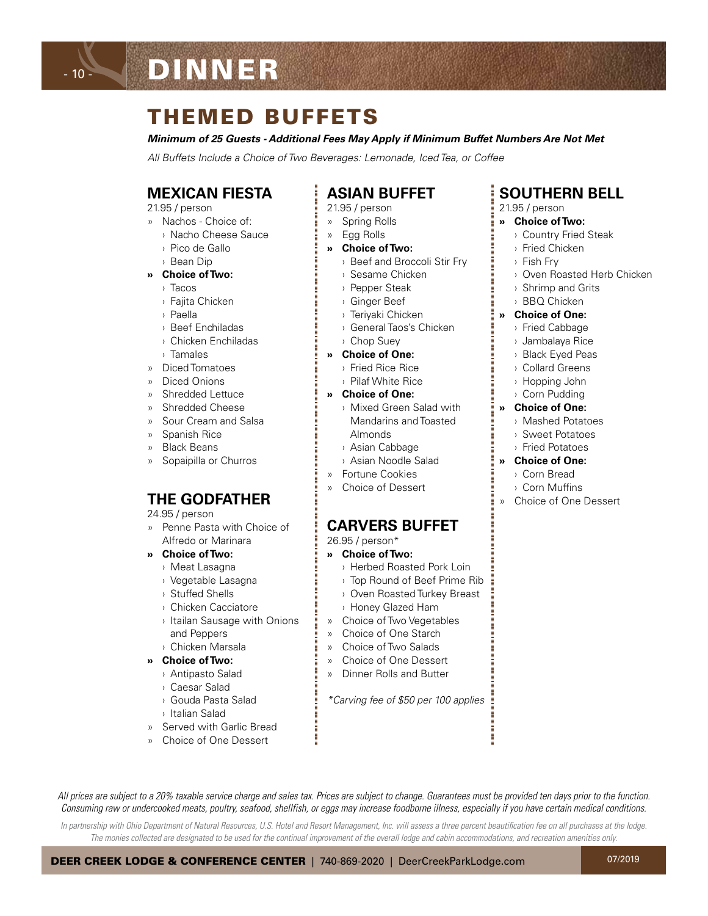# DINNER

## THEMED BUFFETS

***Minimum of 25 Guests - Additional Fees May Apply if Minimum Buffet Numbers Are Not Met***

*All Buffets Include a Choice of Two Beverages: Lemonade, Iced Tea, or Coffee*

### MEXICAN FIESTA

21.95 / person

- Nachos - Choice of:
  - Nacho Cheese Sauce
  - Pico de Gallo
  - Bean Dip
- **Choice of Two:**
  - Tacos
  - Fajita Chicken
  - Paella
  - Beef Enchiladas
  - Chicken Enchiladas
  - Tamales
- Diced Tomatoes
- Diced Onions
- Shredded Lettuce
- Shredded Cheese
- Sour Cream and Salsa
- Spanish Rice
- Black Beans
- Sopaipilla or Churros

### THE GODFATHER

24.95 / person

- Penne Pasta with Choice of Alfredo or Marinara
- **Choice of Two:**
  - Meat Lasagna
  - Vegetable Lasagna
  - Stuffed Shells
  - Chicken Cacciatore
  - Itailan Sausage with Onions and Peppers
  - Chicken Marsala
- **Choice of Two:**
  - Antipasto Salad
  - Caesar Salad
  - Gouda Pasta Salad
  - Italian Salad
- Served with Garlic Bread
- Choice of One Dessert

### ASIAN BUFFET

21.95 / person

- Spring Rolls
- Egg Rolls
- **Choice of Two:**
  - Beef and Broccoli Stir Fry
  - Sesame Chicken
  - Pepper Steak
  - Ginger Beef
  - Teriyaki Chicken
  - General Taos's Chicken
  - Chop Suey
- **Choice of One:**
  - Fried Rice Rice
  - Pilaf White Rice
- **Choice of One:**
  - Mixed Green Salad with Mandarins and Toasted Almonds
  - Asian Cabbage
  - Asian Noodle Salad
- Fortune Cookies
- Choice of Dessert

### CARVERS BUFFET

26.95 / person*

- **Choice of Two:**
  - Herbed Roasted Pork Loin
  - Top Round of Beef Prime Rib
  - Oven Roasted Turkey Breast
  - Honey Glazed Ham
- Choice of Two Vegetables
- Choice of One Starch
- Choice of Two Salads
- Choice of One Dessert
- Dinner Rolls and Butter

*\*Carving fee of $50 per 100 applies*

### SOUTHERN BELL

21.95 / person

- **Choice of Two:**
  - Country Fried Steak
  - Fried Chicken
  - Fish Fry
  - Oven Roasted Herb Chicken
  - Shrimp and Grits
  - BBQ Chicken
- **Choice of One:**
  - Fried Cabbage
  - Jambalaya Rice
  - Black Eyed Peas
  - Collard Greens
  - Hopping John
  - Corn Pudding
- **Choice of One:**
  - Mashed Potatoes
  - Sweet Potatoes
  - Fried Potatoes
- **Choice of One:**
  - Corn Bread
  - Corn Muffins
- Choice of One Dessert

*All prices are subject to a 20% taxable service charge and sales tax. Prices are subject to change. Guarantees must be provided ten days prior to the function. Consuming raw or undercooked meats, poultry, seafood, shellfish, or eggs may increase foodborne illness, especially if you have certain medical conditions.*

*In partnership with Ohio Department of Natural Resources, U.S. Hotel and Resort Management, Inc. will assess a three percent beautification fee on all purchases at the lodge. The monies collected are designated to be used for the continual improvement of the overall lodge and cabin accommodations, and recreation amenities only.*

**DEER CREEK LODGE & CONFERENCE CENTER** | 740-869-2020 | DeerCreekParkLodge.com    07/2019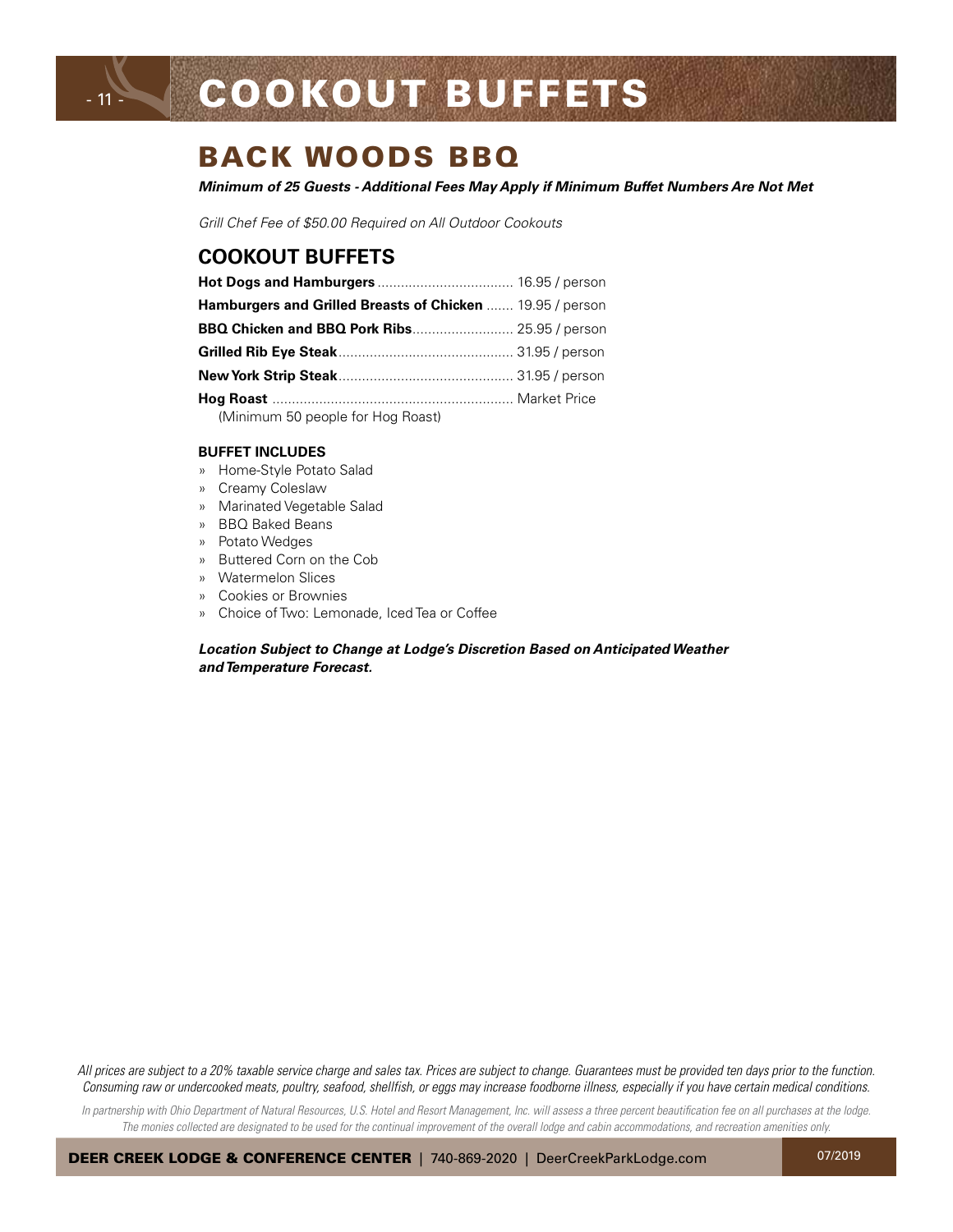# COOKOUT BUFFETS

## BACK WOODS BBQ

***Minimum of 25 Guests - Additional Fees May Apply if Minimum Buffet Numbers Are Not Met***

*Grill Chef Fee of $50.00 Required on All Outdoor Cookouts*

### COOKOUT BUFFETS

| Item | Price |
|---|---|
| **Hot Dogs and Hamburgers** | 16.95 / person |
| **Hamburgers and Grilled Breasts of Chicken** | 19.95 / person |
| **BBQ Chicken and BBQ Pork Ribs** | 25.95 / person |
| **Grilled Rib Eye Steak** | 31.95 / person |
| **New York Strip Steak** | 31.95 / person |
| **Hog Roast** (Minimum 50 people for Hog Roast) | Market Price |

**BUFFET INCLUDES**

- Home-Style Potato Salad
- Creamy Coleslaw
- Marinated Vegetable Salad
- BBQ Baked Beans
- Potato Wedges
- Buttered Corn on the Cob
- Watermelon Slices
- Cookies or Brownies
- Choice of Two: Lemonade, Iced Tea or Coffee

***Location Subject to Change at Lodge's Discretion Based on Anticipated Weather and Temperature Forecast.***

*All prices are subject to a 20% taxable service charge and sales tax. Prices are subject to change. Guarantees must be provided ten days prior to the function. Consuming raw or undercooked meats, poultry, seafood, shellfish, or eggs may increase foodborne illness, especially if you have certain medical conditions.*

*In partnership with Ohio Department of Natural Resources, U.S. Hotel and Resort Management, Inc. will assess a three percent beautification fee on all purchases at the lodge. The monies collected are designated to be used for the continual improvement of the overall lodge and cabin accommodations, and recreation amenities only.*

**DEER CREEK LODGE & CONFERENCE CENTER** | 740-869-2020 | DeerCreekParkLodge.com

07/2019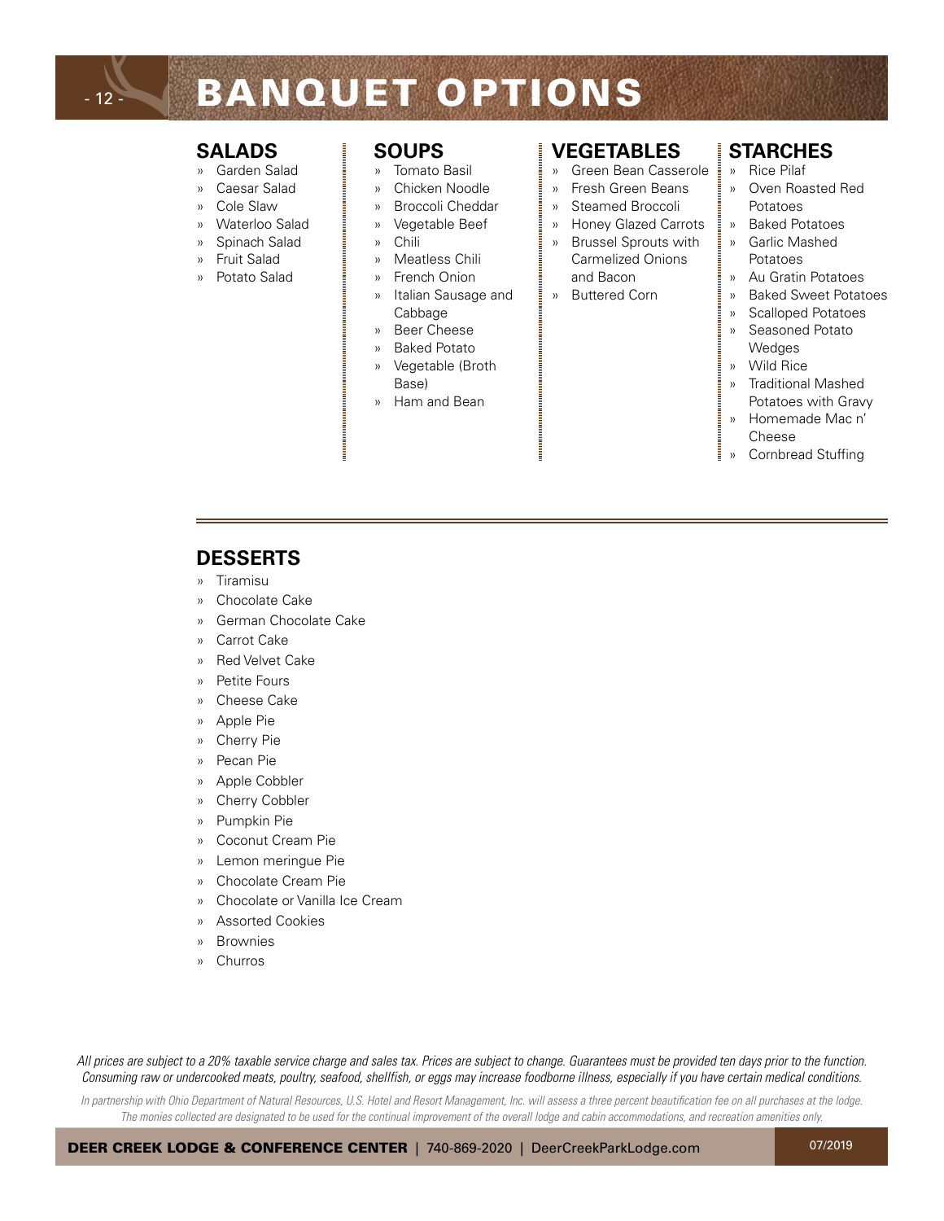# BANQUET OPTIONS

## SALADS

- Garden Salad
- Caesar Salad
- Cole Slaw
- Waterloo Salad
- Spinach Salad
- Fruit Salad
- Potato Salad

## SOUPS

- Tomato Basil
- Chicken Noodle
- Broccoli Cheddar
- Vegetable Beef
- Chili
- Meatless Chili
- French Onion
- Italian Sausage and Cabbage
- Beer Cheese
- Baked Potato
- Vegetable (Broth Base)
- Ham and Bean

## VEGETABLES

- Green Bean Casserole
- Fresh Green Beans
- Steamed Broccoli
- Honey Glazed Carrots
- Brussel Sprouts with Carmelized Onions and Bacon
- Buttered Corn

## STARCHES

- Rice Pilaf
- Oven Roasted Red Potatoes
- Baked Potatoes
- Garlic Mashed Potatoes
- Au Gratin Potatoes
- Baked Sweet Potatoes
- Scalloped Potatoes
- Seasoned Potato Wedges
- Wild Rice
- Traditional Mashed Potatoes with Gravy
- Homemade Mac n' Cheese
- Cornbread Stuffing

## DESSERTS

- Tiramisu
- Chocolate Cake
- German Chocolate Cake
- Carrot Cake
- Red Velvet Cake
- Petite Fours
- Cheese Cake
- Apple Pie
- Cherry Pie
- Pecan Pie
- Apple Cobbler
- Cherry Cobbler
- Pumpkin Pie
- Coconut Cream Pie
- Lemon meringue Pie
- Chocolate Cream Pie
- Chocolate or Vanilla Ice Cream
- Assorted Cookies
- Brownies
- Churros

*All prices are subject to a 20% taxable service charge and sales tax. Prices are subject to change. Guarantees must be provided ten days prior to the function. Consuming raw or undercooked meats, poultry, seafood, shellfish, or eggs may increase foodborne illness, especially if you have certain medical conditions.*

*In partnership with Ohio Department of Natural Resources, U.S. Hotel and Resort Management, Inc. will assess a three percent beautification fee on all purchases at the lodge. The monies collected are designated to be used for the continual improvement of the overall lodge and cabin accommodations, and recreation amenities only.*

**DEER CREEK LODGE & CONFERENCE CENTER** | 740-869-2020 | DeerCreekParkLodge.com 07/2019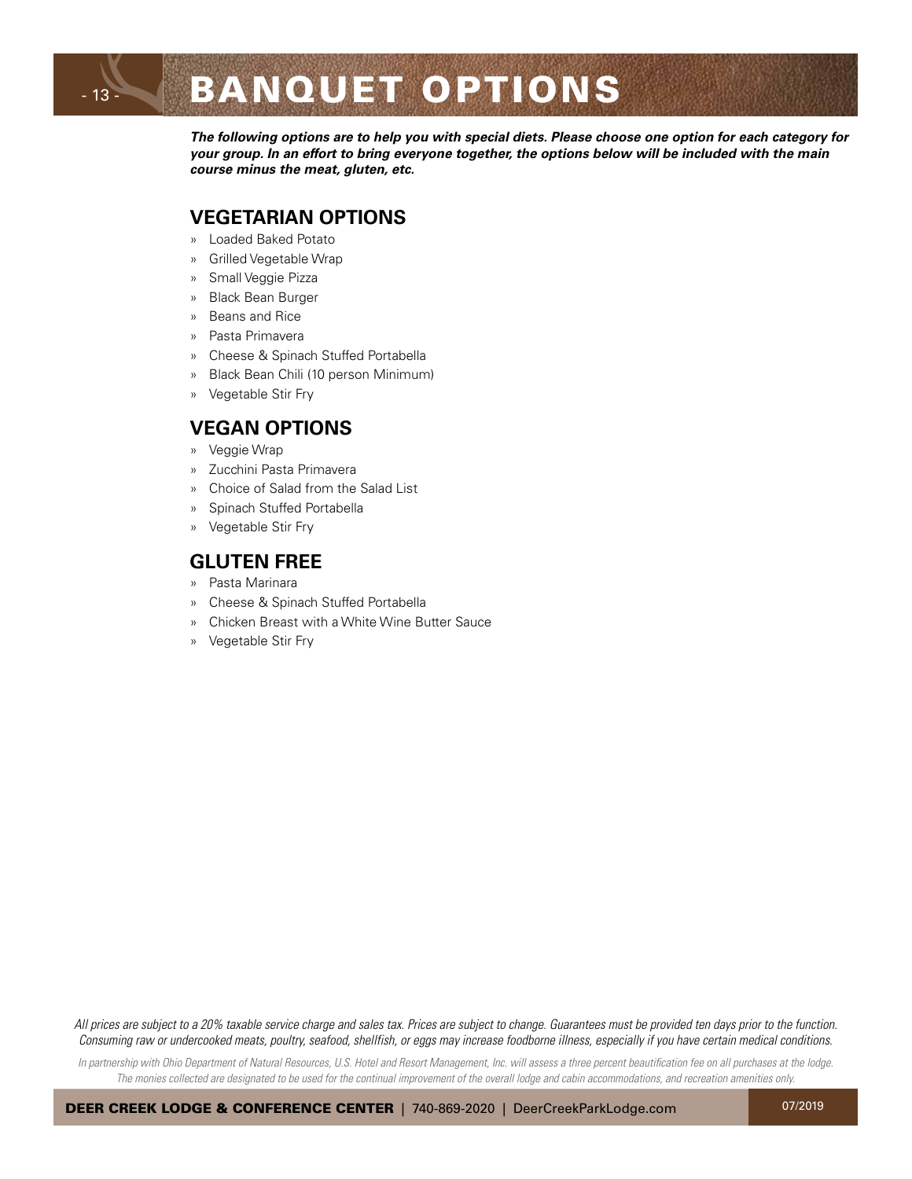# BANQUET OPTIONS

***The following options are to help you with special diets. Please choose one option for each category for your group. In an effort to bring everyone together, the options below will be included with the main course minus the meat, gluten, etc.***

## VEGETARIAN OPTIONS

- Loaded Baked Potato
- Grilled Vegetable Wrap
- Small Veggie Pizza
- Black Bean Burger
- Beans and Rice
- Pasta Primavera
- Cheese & Spinach Stuffed Portabella
- Black Bean Chili (10 person Minimum)
- Vegetable Stir Fry

## VEGAN OPTIONS

- Veggie Wrap
- Zucchini Pasta Primavera
- Choice of Salad from the Salad List
- Spinach Stuffed Portabella
- Vegetable Stir Fry

## GLUTEN FREE

- Pasta Marinara
- Cheese & Spinach Stuffed Portabella
- Chicken Breast with a White Wine Butter Sauce
- Vegetable Stir Fry

*All prices are subject to a 20% taxable service charge and sales tax. Prices are subject to change. Guarantees must be provided ten days prior to the function. Consuming raw or undercooked meats, poultry, seafood, shellfish, or eggs may increase foodborne illness, especially if you have certain medical conditions.*

*In partnership with Ohio Department of Natural Resources, U.S. Hotel and Resort Management, Inc. will assess a three percent beautification fee on all purchases at the lodge. The monies collected are designated to be used for the continual improvement of the overall lodge and cabin accommodations, and recreation amenities only.*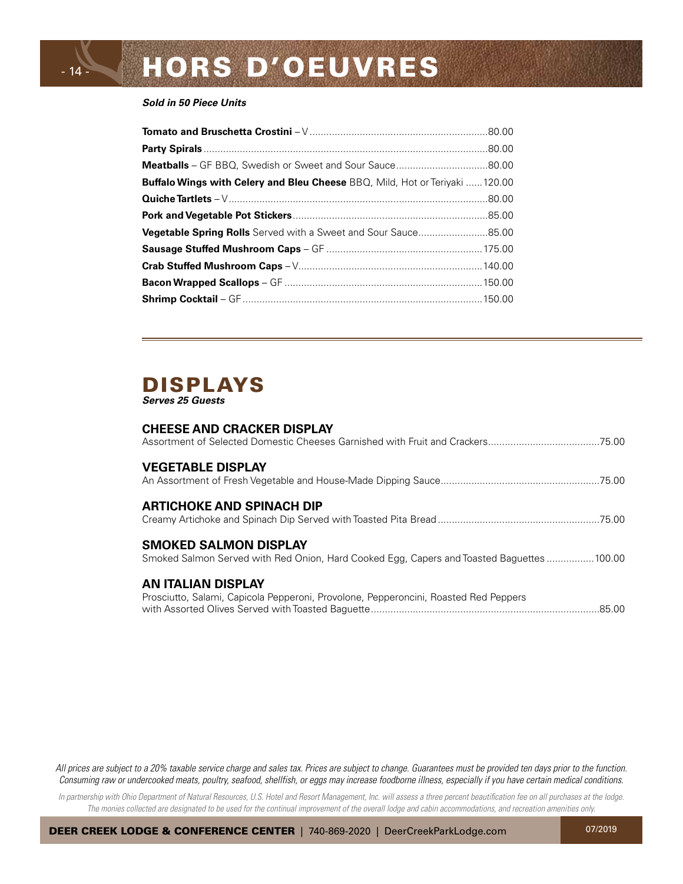# HORS D'OEUVRES

***Sold in 50 Piece Units***

| Item | Price |
| --- | --- |
| **Tomato and Bruschetta Crostini** – V | 80.00 |
| **Party Spirals** | 80.00 |
| **Meatballs** – GF BBQ, Swedish or Sweet and Sour Sauce | 80.00 |
| **Buffalo Wings with Celery and Bleu Cheese** BBQ, Mild, Hot or Teriyaki | 120.00 |
| **Quiche Tartlets** – V | 80.00 |
| **Pork and Vegetable Pot Stickers** | 85.00 |
| **Vegetable Spring Rolls** Served with a Sweet and Sour Sauce | 85.00 |
| **Sausage Stuffed Mushroom Caps** – GF | 175.00 |
| **Crab Stuffed Mushroom Caps** – V | 140.00 |
| **Bacon Wrapped Scallops** – GF | 150.00 |
| **Shrimp Cocktail** – GF | 150.00 |

# DISPLAYS

***Serves 25 Guests***

### CHEESE AND CRACKER DISPLAY
Assortment of Selected Domestic Cheeses Garnished with Fruit and Crackers ........ 75.00

### VEGETABLE DISPLAY
An Assortment of Fresh Vegetable and House-Made Dipping Sauce ........ 75.00

### ARTICHOKE AND SPINACH DIP
Creamy Artichoke and Spinach Dip Served with Toasted Pita Bread ........ 75.00

### SMOKED SALMON DISPLAY
Smoked Salmon Served with Red Onion, Hard Cooked Egg, Capers and Toasted Baguettes ........ 100.00

### AN ITALIAN DISPLAY
Prosciutto, Salami, Capicola Pepperoni, Provolone, Pepperoncini, Roasted Red Peppers with Assorted Olives Served with Toasted Baguette ........ 85.00

*All prices are subject to a 20% taxable service charge and sales tax. Prices are subject to change. Guarantees must be provided ten days prior to the function. Consuming raw or undercooked meats, poultry, seafood, shellfish, or eggs may increase foodborne illness, especially if you have certain medical conditions.*

*In partnership with Ohio Department of Natural Resources, U.S. Hotel and Resort Management, Inc. will assess a three percent beautification fee on all purchases at the lodge. The monies collected are designated to be used for the continual improvement of the overall lodge and cabin accommodations, and recreation amenities only.*

**DEER CREEK LODGE & CONFERENCE CENTER** | 740-869-2020 | DeerCreekParkLodge.com 07/2019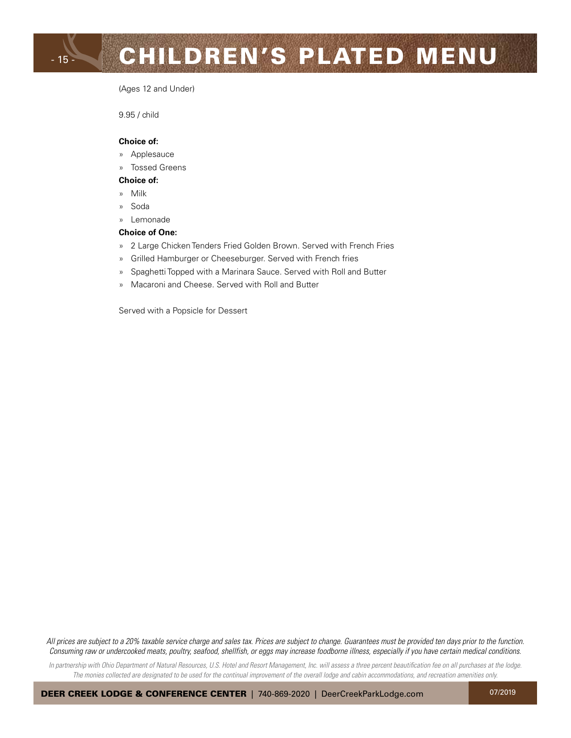# CHILDREN'S PLATED MENU

(Ages 12 and Under)

9.95 / child

**Choice of:**

- Applesauce
- Tossed Greens

**Choice of:**

- Milk
- Soda
- Lemonade

**Choice of One:**

- 2 Large Chicken Tenders Fried Golden Brown. Served with French Fries
- Grilled Hamburger or Cheeseburger. Served with French fries
- Spaghetti Topped with a Marinara Sauce. Served with Roll and Butter
- Macaroni and Cheese. Served with Roll and Butter

Served with a Popsicle for Dessert

*All prices are subject to a 20% taxable service charge and sales tax. Prices are subject to change. Guarantees must be provided ten days prior to the function. Consuming raw or undercooked meats, poultry, seafood, shellfish, or eggs may increase foodborne illness, especially if you have certain medical conditions.*

*In partnership with Ohio Department of Natural Resources, U.S. Hotel and Resort Management, Inc. will assess a three percent beautification fee on all purchases at the lodge. The monies collected are designated to be used for the continual improvement of the overall lodge and cabin accommodations, and recreation amenities only.*

**DEER CREEK LODGE & CONFERENCE CENTER** | 740-869-2020 | DeerCreekParkLodge.com 07/2019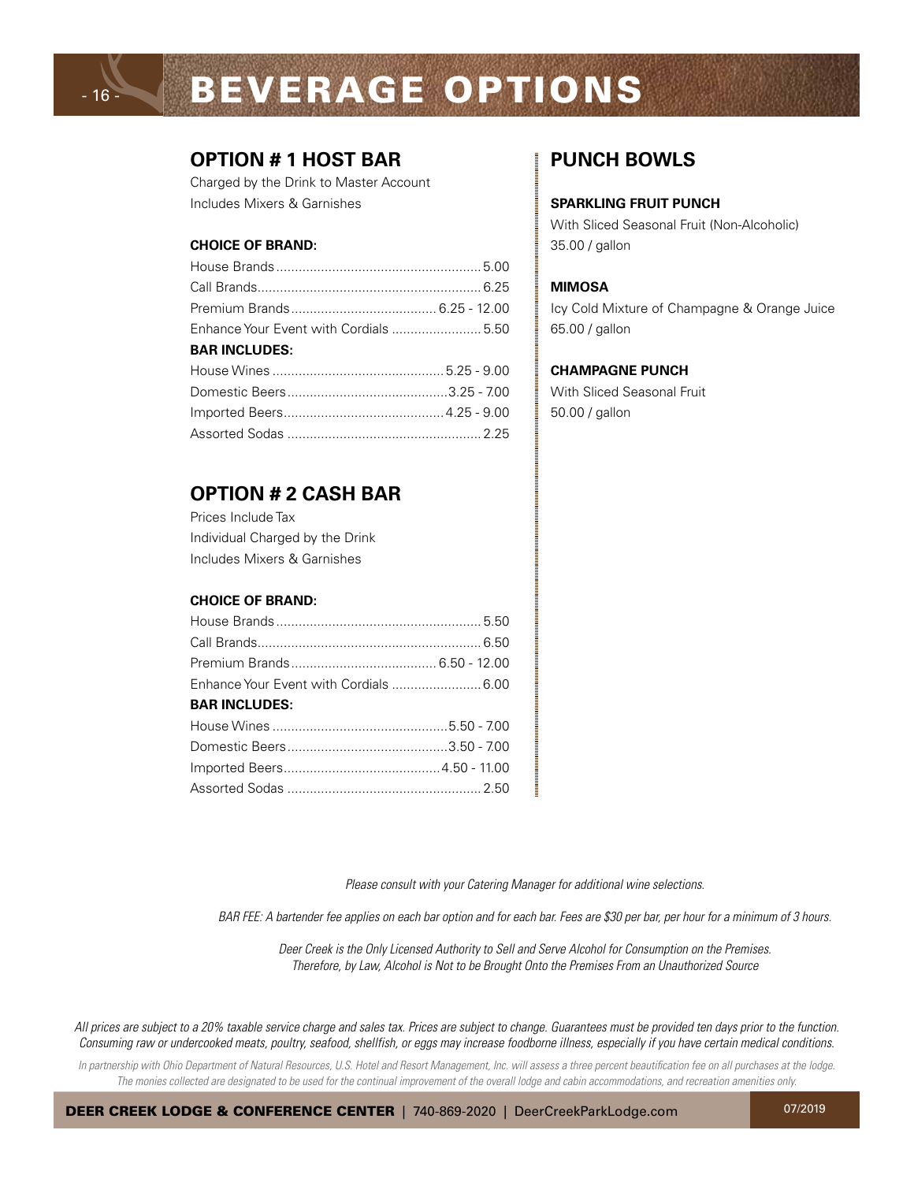# BEVERAGE OPTIONS

## OPTION # 1 HOST BAR

Charged by the Drink to Master Account
Includes Mixers & Garnishes

**CHOICE OF BRAND:**

| | |
|---|---|
| House Brands | 5.00 |
| Call Brands | 6.25 |
| Premium Brands | 6.25 - 12.00 |
| Enhance Your Event with Cordials | 5.50 |

**BAR INCLUDES:**

| | |
|---|---|
| House Wines | 5.25 - 9.00 |
| Domestic Beers | 3.25 - 7.00 |
| Imported Beers | 4.25 - 9.00 |
| Assorted Sodas | 2.25 |

## OPTION # 2 CASH BAR

Prices Include Tax
Individual Charged by the Drink
Includes Mixers & Garnishes

**CHOICE OF BRAND:**

| | |
|---|---|
| House Brands | 5.50 |
| Call Brands | 6.50 |
| Premium Brands | 6.50 - 12.00 |
| Enhance Your Event with Cordials | 6.00 |

**BAR INCLUDES:**

| | |
|---|---|
| House Wines | 5.50 - 7.00 |
| Domestic Beers | 3.50 - 7.00 |
| Imported Beers | 4.50 - 11.00 |
| Assorted Sodas | 2.50 |

## PUNCH BOWLS

**SPARKLING FRUIT PUNCH**
With Sliced Seasonal Fruit (Non-Alcoholic)
35.00 / gallon

**MIMOSA**
Icy Cold Mixture of Champagne & Orange Juice
65.00 / gallon

**CHAMPAGNE PUNCH**
With Sliced Seasonal Fruit
50.00 / gallon

*Please consult with your Catering Manager for additional wine selections.*

*BAR FEE: A bartender fee applies on each bar option and for each bar. Fees are $30 per bar, per hour for a minimum of 3 hours.*

*Deer Creek is the Only Licensed Authority to Sell and Serve Alcohol for Consumption on the Premises.*
*Therefore, by Law, Alcohol is Not to be Brought Onto the Premises From an Unauthorized Source*

*All prices are subject to a 20% taxable service charge and sales tax. Prices are subject to change. Guarantees must be provided ten days prior to the function.*
*Consuming raw or undercooked meats, poultry, seafood, shellfish, or eggs may increase foodborne illness, especially if you have certain medical conditions.*

*In partnership with Ohio Department of Natural Resources, U.S. Hotel and Resort Management, Inc. will assess a three percent beautification fee on all purchases at the lodge.*
*The monies collected are designated to be used for the continual improvement of the overall lodge and cabin accommodations, and recreation amenities only.*

**DEER CREEK LODGE & CONFERENCE CENTER** | 740-869-2020 | DeerCreekParkLodge.com

07/2019